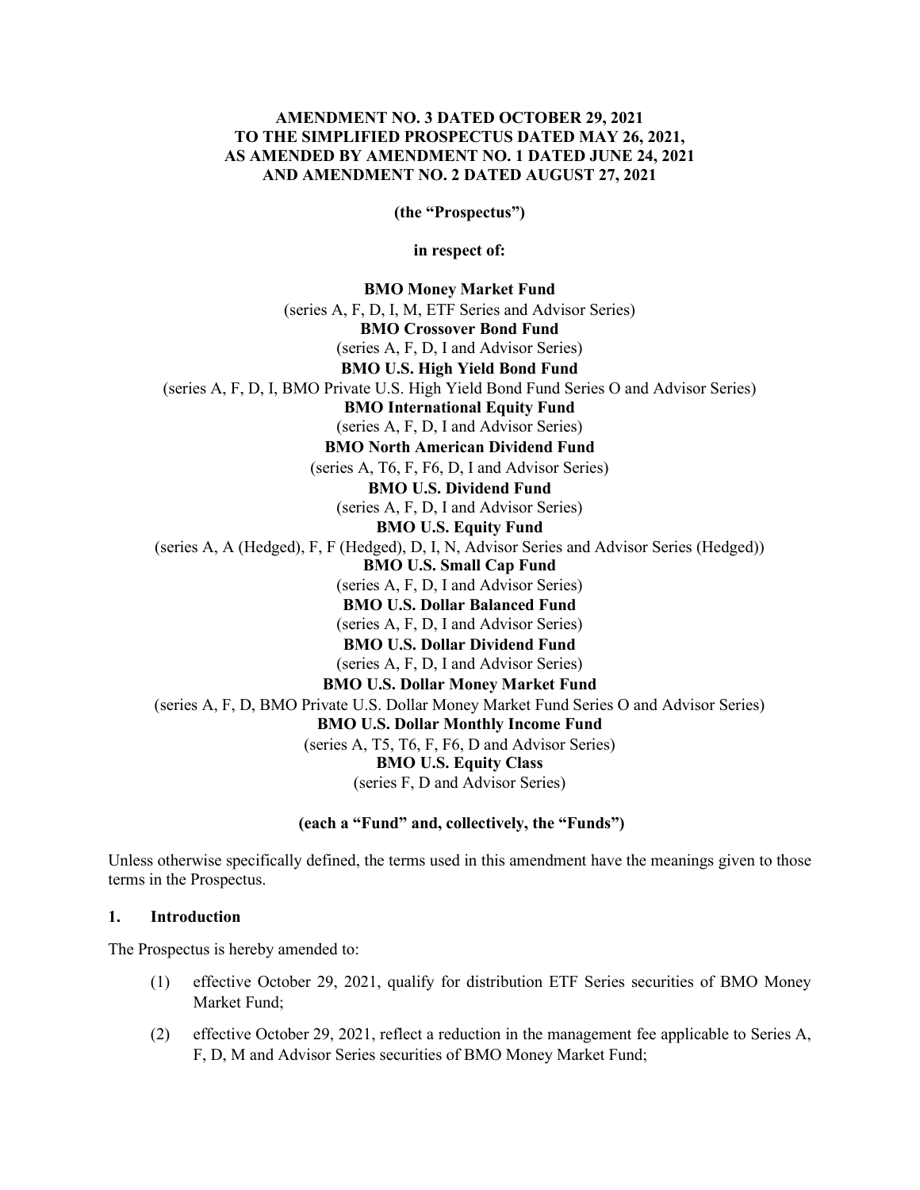**AMENDMENT NO. 3 DATED OCTOBER 29, 2021**
**TO THE SIMPLIFIED PROSPECTUS DATED MAY 26, 2021,**
**AS AMENDED BY AMENDMENT NO. 1 DATED JUNE 24, 2021**
**AND AMENDMENT NO. 2 DATED AUGUST 27, 2021**

**(the "Prospectus")**

**in respect of:**

**BMO Money Market Fund**
(series A, F, D, I, M, ETF Series and Advisor Series)
**BMO Crossover Bond Fund**
(series A, F, D, I and Advisor Series)
**BMO U.S. High Yield Bond Fund**
(series A, F, D, I, BMO Private U.S. High Yield Bond Fund Series O and Advisor Series)
**BMO International Equity Fund**
(series A, F, D, I and Advisor Series)
**BMO North American Dividend Fund**
(series A, T6, F, F6, D, I and Advisor Series)
**BMO U.S. Dividend Fund**
(series A, F, D, I and Advisor Series)
**BMO U.S. Equity Fund**
(series A, A (Hedged), F, F (Hedged), D, I, N, Advisor Series and Advisor Series (Hedged))
**BMO U.S. Small Cap Fund**
(series A, F, D, I and Advisor Series)
**BMO U.S. Dollar Balanced Fund**
(series A, F, D, I and Advisor Series)
**BMO U.S. Dollar Dividend Fund**
(series A, F, D, I and Advisor Series)
**BMO U.S. Dollar Money Market Fund**
(series A, F, D, BMO Private U.S. Dollar Money Market Fund Series O and Advisor Series)
**BMO U.S. Dollar Monthly Income Fund**
(series A, T5, T6, F, F6, D and Advisor Series)
**BMO U.S. Equity Class**
(series F, D and Advisor Series)

**(each a "Fund" and, collectively, the "Funds")**

Unless otherwise specifically defined, the terms used in this amendment have the meanings given to those terms in the Prospectus.

## 1. Introduction

The Prospectus is hereby amended to:

(1) effective October 29, 2021, qualify for distribution ETF Series securities of BMO Money Market Fund;

(2) effective October 29, 2021, reflect a reduction in the management fee applicable to Series A, F, D, M and Advisor Series securities of BMO Money Market Fund;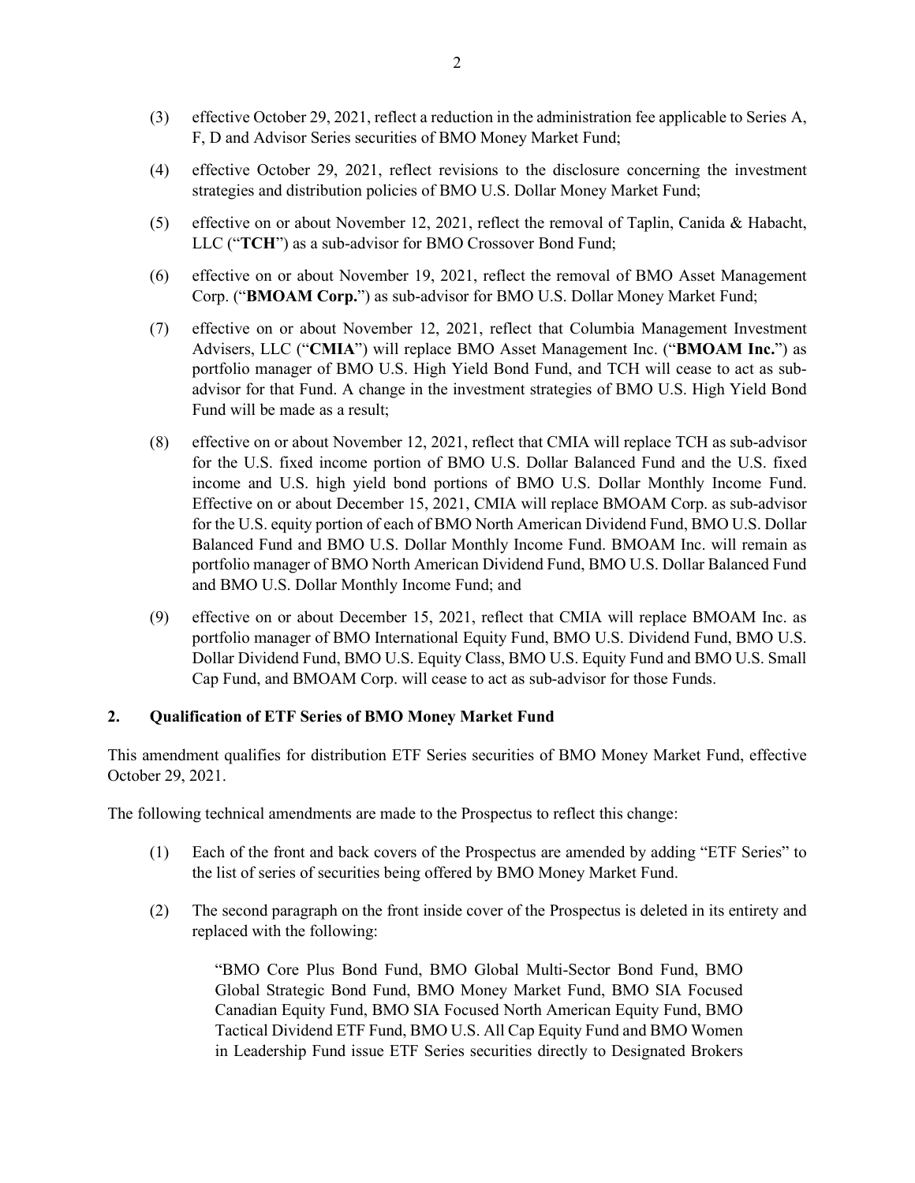(3) effective October 29, 2021, reflect a reduction in the administration fee applicable to Series A, F, D and Advisor Series securities of BMO Money Market Fund;

(4) effective October 29, 2021, reflect revisions to the disclosure concerning the investment strategies and distribution policies of BMO U.S. Dollar Money Market Fund;

(5) effective on or about November 12, 2021, reflect the removal of Taplin, Canida & Habacht, LLC ("**TCH**") as a sub-advisor for BMO Crossover Bond Fund;

(6) effective on or about November 19, 2021, reflect the removal of BMO Asset Management Corp. ("**BMOAM Corp.**") as sub-advisor for BMO U.S. Dollar Money Market Fund;

(7) effective on or about November 12, 2021, reflect that Columbia Management Investment Advisers, LLC ("**CMIA**") will replace BMO Asset Management Inc. ("**BMOAM Inc.**") as portfolio manager of BMO U.S. High Yield Bond Fund, and TCH will cease to act as sub-advisor for that Fund. A change in the investment strategies of BMO U.S. High Yield Bond Fund will be made as a result;

(8) effective on or about November 12, 2021, reflect that CMIA will replace TCH as sub-advisor for the U.S. fixed income portion of BMO U.S. Dollar Balanced Fund and the U.S. fixed income and U.S. high yield bond portions of BMO U.S. Dollar Monthly Income Fund. Effective on or about December 15, 2021, CMIA will replace BMOAM Corp. as sub-advisor for the U.S. equity portion of each of BMO North American Dividend Fund, BMO U.S. Dollar Balanced Fund and BMO U.S. Dollar Monthly Income Fund. BMOAM Inc. will remain as portfolio manager of BMO North American Dividend Fund, BMO U.S. Dollar Balanced Fund and BMO U.S. Dollar Monthly Income Fund; and

(9) effective on or about December 15, 2021, reflect that CMIA will replace BMOAM Inc. as portfolio manager of BMO International Equity Fund, BMO U.S. Dividend Fund, BMO U.S. Dollar Dividend Fund, BMO U.S. Equity Class, BMO U.S. Equity Fund and BMO U.S. Small Cap Fund, and BMOAM Corp. will cease to act as sub-advisor for those Funds.

## 2. Qualification of ETF Series of BMO Money Market Fund

This amendment qualifies for distribution ETF Series securities of BMO Money Market Fund, effective October 29, 2021.

The following technical amendments are made to the Prospectus to reflect this change:

(1) Each of the front and back covers of the Prospectus are amended by adding "ETF Series" to the list of series of securities being offered by BMO Money Market Fund.

(2) The second paragraph on the front inside cover of the Prospectus is deleted in its entirety and replaced with the following:

> "BMO Core Plus Bond Fund, BMO Global Multi-Sector Bond Fund, BMO Global Strategic Bond Fund, BMO Money Market Fund, BMO SIA Focused Canadian Equity Fund, BMO SIA Focused North American Equity Fund, BMO Tactical Dividend ETF Fund, BMO U.S. All Cap Equity Fund and BMO Women in Leadership Fund issue ETF Series securities directly to Designated Brokers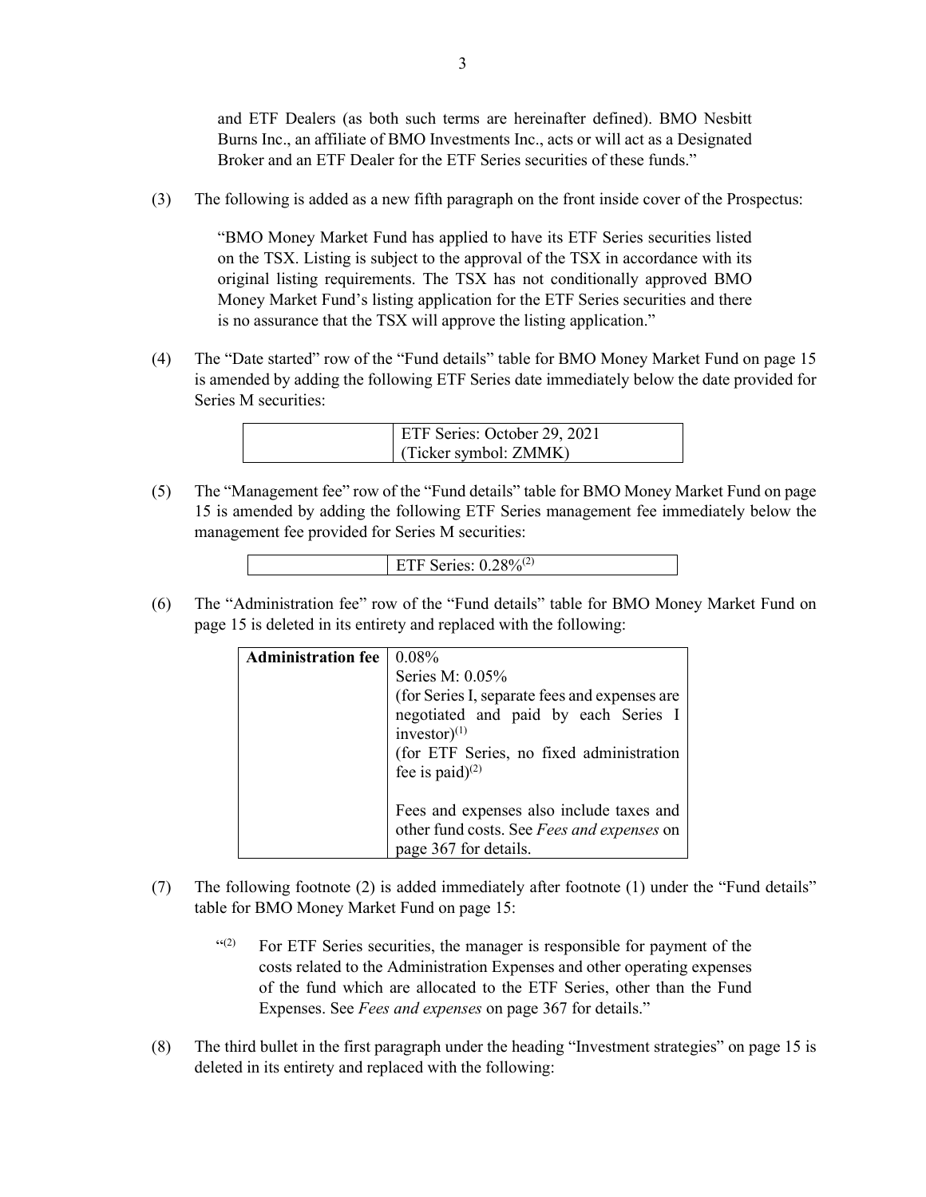and ETF Dealers (as both such terms are hereinafter defined). BMO Nesbitt Burns Inc., an affiliate of BMO Investments Inc., acts or will act as a Designated Broker and an ETF Dealer for the ETF Series securities of these funds."

(3) The following is added as a new fifth paragraph on the front inside cover of the Prospectus:

> "BMO Money Market Fund has applied to have its ETF Series securities listed on the TSX. Listing is subject to the approval of the TSX in accordance with its original listing requirements. The TSX has not conditionally approved BMO Money Market Fund's listing application for the ETF Series securities and there is no assurance that the TSX will approve the listing application."

(4) The "Date started" row of the "Fund details" table for BMO Money Market Fund on page 15 is amended by adding the following ETF Series date immediately below the date provided for Series M securities:

| | |
|---|---|
| | ETF Series: October 29, 2021<br>(Ticker symbol: ZMMK) |

(5) The "Management fee" row of the "Fund details" table for BMO Money Market Fund on page 15 is amended by adding the following ETF Series management fee immediately below the management fee provided for Series M securities:

| | |
|---|---|
| | ETF Series: 0.28%[(2)] |

(6) The "Administration fee" row of the "Fund details" table for BMO Money Market Fund on page 15 is deleted in its entirety and replaced with the following:

| | |
|---|---|
| **Administration fee** | 0.08%<br>Series M: 0.05%<br>(for Series I, separate fees and expenses are negotiated and paid by each Series I investor)[(1)]<br>(for ETF Series, no fixed administration fee is paid)[(2)]<br><br>Fees and expenses also include taxes and other fund costs. See *Fees and expenses* on page 367 for details. |

(7) The following footnote (2) is added immediately after footnote (1) under the "Fund details" table for BMO Money Market Fund on page 15:

> "[(2)] For ETF Series securities, the manager is responsible for payment of the costs related to the Administration Expenses and other operating expenses of the fund which are allocated to the ETF Series, other than the Fund Expenses. See *Fees and expenses* on page 367 for details."

(8) The third bullet in the first paragraph under the heading "Investment strategies" on page 15 is deleted in its entirety and replaced with the following: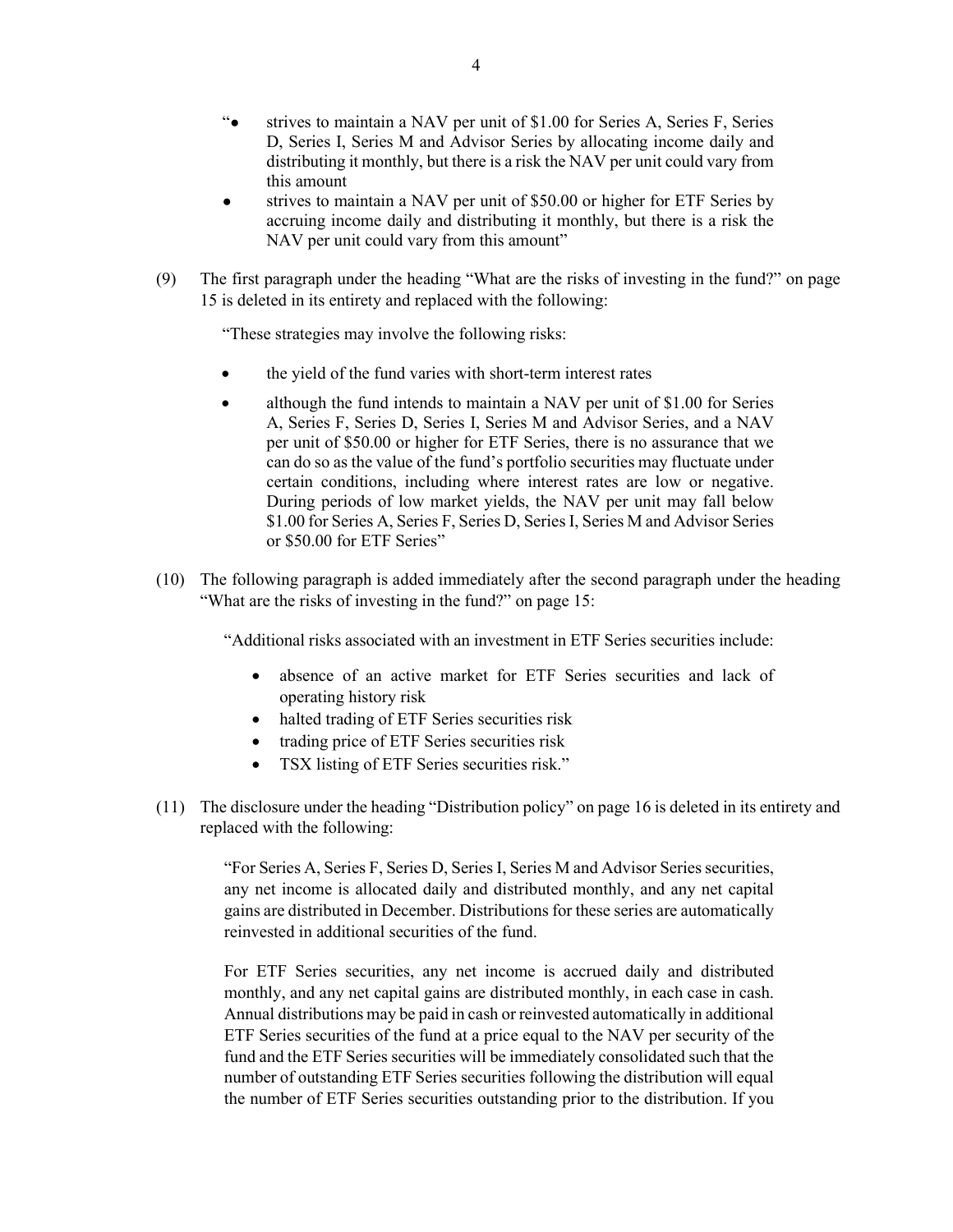- "• strives to maintain a NAV per unit of $1.00 for Series A, Series F, Series D, Series I, Series M and Advisor Series by allocating income daily and distributing it monthly, but there is a risk the NAV per unit could vary from this amount
- strives to maintain a NAV per unit of $50.00 or higher for ETF Series by accruing income daily and distributing it monthly, but there is a risk the NAV per unit could vary from this amount"

(9) The first paragraph under the heading "What are the risks of investing in the fund?" on page 15 is deleted in its entirety and replaced with the following:

"These strategies may involve the following risks:

- the yield of the fund varies with short-term interest rates
- although the fund intends to maintain a NAV per unit of $1.00 for Series A, Series F, Series D, Series I, Series M and Advisor Series, and a NAV per unit of $50.00 or higher for ETF Series, there is no assurance that we can do so as the value of the fund's portfolio securities may fluctuate under certain conditions, including where interest rates are low or negative. During periods of low market yields, the NAV per unit may fall below $1.00 for Series A, Series F, Series D, Series I, Series M and Advisor Series or $50.00 for ETF Series"

(10) The following paragraph is added immediately after the second paragraph under the heading "What are the risks of investing in the fund?" on page 15:

"Additional risks associated with an investment in ETF Series securities include:

- absence of an active market for ETF Series securities and lack of operating history risk
- halted trading of ETF Series securities risk
- trading price of ETF Series securities risk
- TSX listing of ETF Series securities risk."

(11) The disclosure under the heading "Distribution policy" on page 16 is deleted in its entirety and replaced with the following:

"For Series A, Series F, Series D, Series I, Series M and Advisor Series securities, any net income is allocated daily and distributed monthly, and any net capital gains are distributed in December. Distributions for these series are automatically reinvested in additional securities of the fund.

For ETF Series securities, any net income is accrued daily and distributed monthly, and any net capital gains are distributed monthly, in each case in cash. Annual distributions may be paid in cash or reinvested automatically in additional ETF Series securities of the fund at a price equal to the NAV per security of the fund and the ETF Series securities will be immediately consolidated such that the number of outstanding ETF Series securities following the distribution will equal the number of ETF Series securities outstanding prior to the distribution. If you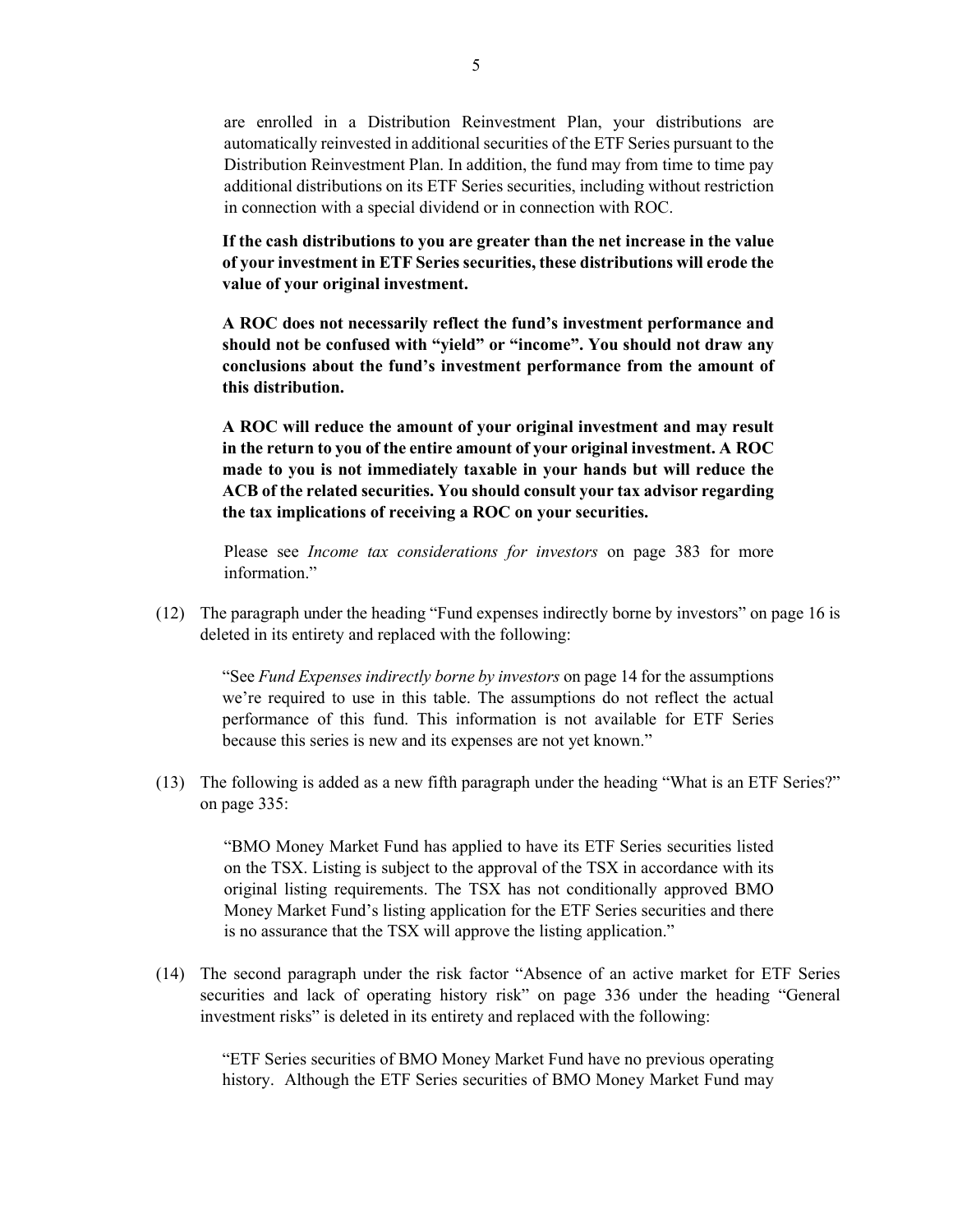are enrolled in a Distribution Reinvestment Plan, your distributions are automatically reinvested in additional securities of the ETF Series pursuant to the Distribution Reinvestment Plan. In addition, the fund may from time to time pay additional distributions on its ETF Series securities, including without restriction in connection with a special dividend or in connection with ROC.

**If the cash distributions to you are greater than the net increase in the value of your investment in ETF Series securities, these distributions will erode the value of your original investment.**

**A ROC does not necessarily reflect the fund's investment performance and should not be confused with "yield" or "income". You should not draw any conclusions about the fund's investment performance from the amount of this distribution.**

**A ROC will reduce the amount of your original investment and may result in the return to you of the entire amount of your original investment. A ROC made to you is not immediately taxable in your hands but will reduce the ACB of the related securities. You should consult your tax advisor regarding the tax implications of receiving a ROC on your securities.**

Please see *Income tax considerations for investors* on page 383 for more information."

(12) The paragraph under the heading "Fund expenses indirectly borne by investors" on page 16 is deleted in its entirety and replaced with the following:

"See *Fund Expenses indirectly borne by investors* on page 14 for the assumptions we're required to use in this table. The assumptions do not reflect the actual performance of this fund. This information is not available for ETF Series because this series is new and its expenses are not yet known."

(13) The following is added as a new fifth paragraph under the heading "What is an ETF Series?" on page 335:

"BMO Money Market Fund has applied to have its ETF Series securities listed on the TSX. Listing is subject to the approval of the TSX in accordance with its original listing requirements. The TSX has not conditionally approved BMO Money Market Fund's listing application for the ETF Series securities and there is no assurance that the TSX will approve the listing application."

(14) The second paragraph under the risk factor "Absence of an active market for ETF Series securities and lack of operating history risk" on page 336 under the heading "General investment risks" is deleted in its entirety and replaced with the following:

"ETF Series securities of BMO Money Market Fund have no previous operating history. Although the ETF Series securities of BMO Money Market Fund may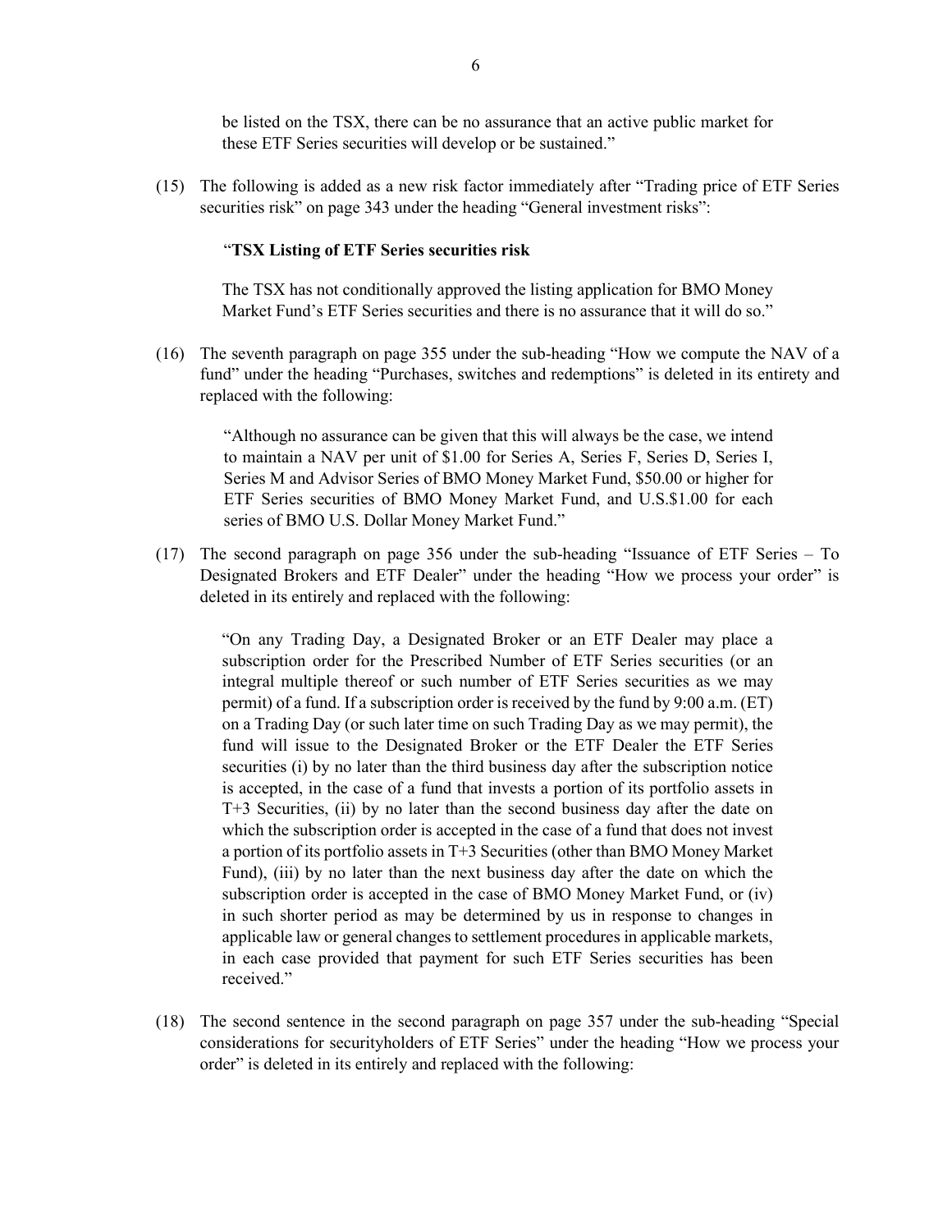be listed on the TSX, there can be no assurance that an active public market for these ETF Series securities will develop or be sustained."

(15) The following is added as a new risk factor immediately after "Trading price of ETF Series securities risk" on page 343 under the heading "General investment risks":

> "**TSX Listing of ETF Series securities risk**
>
> The TSX has not conditionally approved the listing application for BMO Money Market Fund's ETF Series securities and there is no assurance that it will do so."

(16) The seventh paragraph on page 355 under the sub-heading "How we compute the NAV of a fund" under the heading "Purchases, switches and redemptions" is deleted in its entirety and replaced with the following:

> "Although no assurance can be given that this will always be the case, we intend to maintain a NAV per unit of $1.00 for Series A, Series F, Series D, Series I, Series M and Advisor Series of BMO Money Market Fund, $50.00 or higher for ETF Series securities of BMO Money Market Fund, and U.S.$1.00 for each series of BMO U.S. Dollar Money Market Fund."

(17) The second paragraph on page 356 under the sub-heading "Issuance of ETF Series – To Designated Brokers and ETF Dealer" under the heading "How we process your order" is deleted in its entirely and replaced with the following:

> "On any Trading Day, a Designated Broker or an ETF Dealer may place a subscription order for the Prescribed Number of ETF Series securities (or an integral multiple thereof or such number of ETF Series securities as we may permit) of a fund. If a subscription order is received by the fund by 9:00 a.m. (ET) on a Trading Day (or such later time on such Trading Day as we may permit), the fund will issue to the Designated Broker or the ETF Dealer the ETF Series securities (i) by no later than the third business day after the subscription notice is accepted, in the case of a fund that invests a portion of its portfolio assets in T+3 Securities, (ii) by no later than the second business day after the date on which the subscription order is accepted in the case of a fund that does not invest a portion of its portfolio assets in T+3 Securities (other than BMO Money Market Fund), (iii) by no later than the next business day after the date on which the subscription order is accepted in the case of BMO Money Market Fund, or (iv) in such shorter period as may be determined by us in response to changes in applicable law or general changes to settlement procedures in applicable markets, in each case provided that payment for such ETF Series securities has been received."

(18) The second sentence in the second paragraph on page 357 under the sub-heading "Special considerations for securityholders of ETF Series" under the heading "How we process your order" is deleted in its entirety and replaced with the following: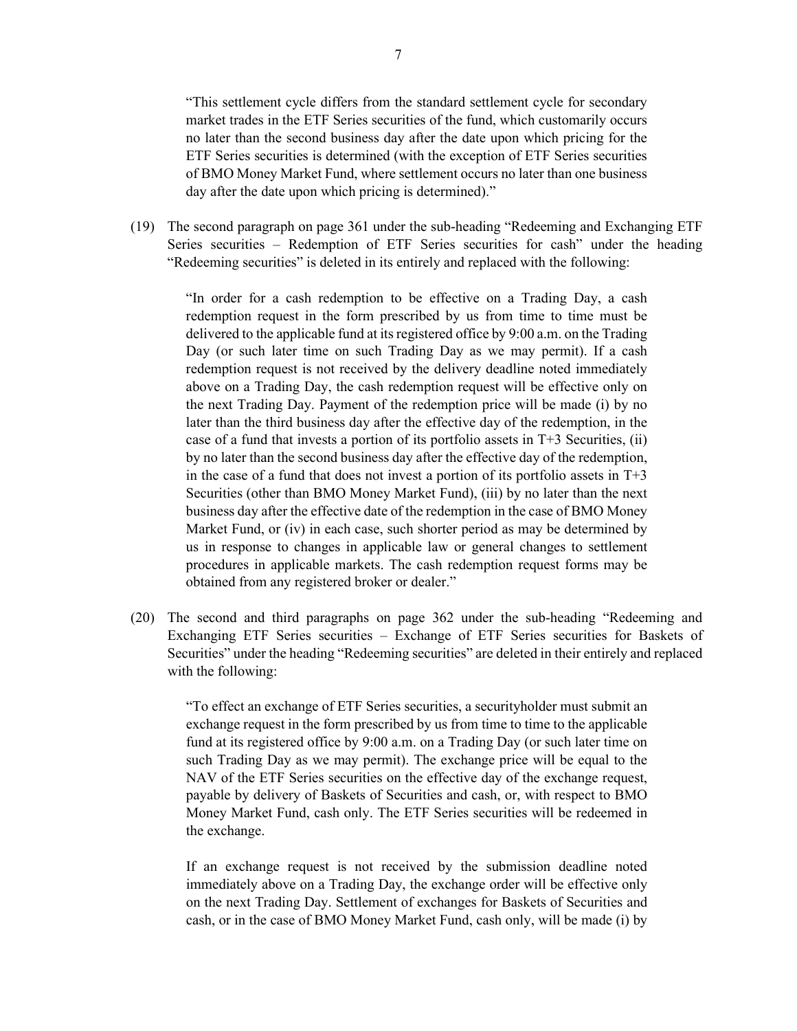"This settlement cycle differs from the standard settlement cycle for secondary market trades in the ETF Series securities of the fund, which customarily occurs no later than the second business day after the date upon which pricing for the ETF Series securities is determined (with the exception of ETF Series securities of BMO Money Market Fund, where settlement occurs no later than one business day after the date upon which pricing is determined)."

(19) The second paragraph on page 361 under the sub-heading "Redeeming and Exchanging ETF Series securities – Redemption of ETF Series securities for cash" under the heading "Redeeming securities" is deleted in its entirely and replaced with the following:

"In order for a cash redemption to be effective on a Trading Day, a cash redemption request in the form prescribed by us from time to time must be delivered to the applicable fund at its registered office by 9:00 a.m. on the Trading Day (or such later time on such Trading Day as we may permit). If a cash redemption request is not received by the delivery deadline noted immediately above on a Trading Day, the cash redemption request will be effective only on the next Trading Day. Payment of the redemption price will be made (i) by no later than the third business day after the effective day of the redemption, in the case of a fund that invests a portion of its portfolio assets in T+3 Securities, (ii) by no later than the second business day after the effective day of the redemption, in the case of a fund that does not invest a portion of its portfolio assets in T+3 Securities (other than BMO Money Market Fund), (iii) by no later than the next business day after the effective date of the redemption in the case of BMO Money Market Fund, or (iv) in each case, such shorter period as may be determined by us in response to changes in applicable law or general changes to settlement procedures in applicable markets. The cash redemption request forms may be obtained from any registered broker or dealer."

(20) The second and third paragraphs on page 362 under the sub-heading "Redeeming and Exchanging ETF Series securities – Exchange of ETF Series securities for Baskets of Securities" under the heading "Redeeming securities" are deleted in their entirely and replaced with the following:

"To effect an exchange of ETF Series securities, a securityholder must submit an exchange request in the form prescribed by us from time to time to the applicable fund at its registered office by 9:00 a.m. on a Trading Day (or such later time on such Trading Day as we may permit). The exchange price will be equal to the NAV of the ETF Series securities on the effective day of the exchange request, payable by delivery of Baskets of Securities and cash, or, with respect to BMO Money Market Fund, cash only. The ETF Series securities will be redeemed in the exchange.

If an exchange request is not received by the submission deadline noted immediately above on a Trading Day, the exchange order will be effective only on the next Trading Day. Settlement of exchanges for Baskets of Securities and cash, or in the case of BMO Money Market Fund, cash only, will be made (i) by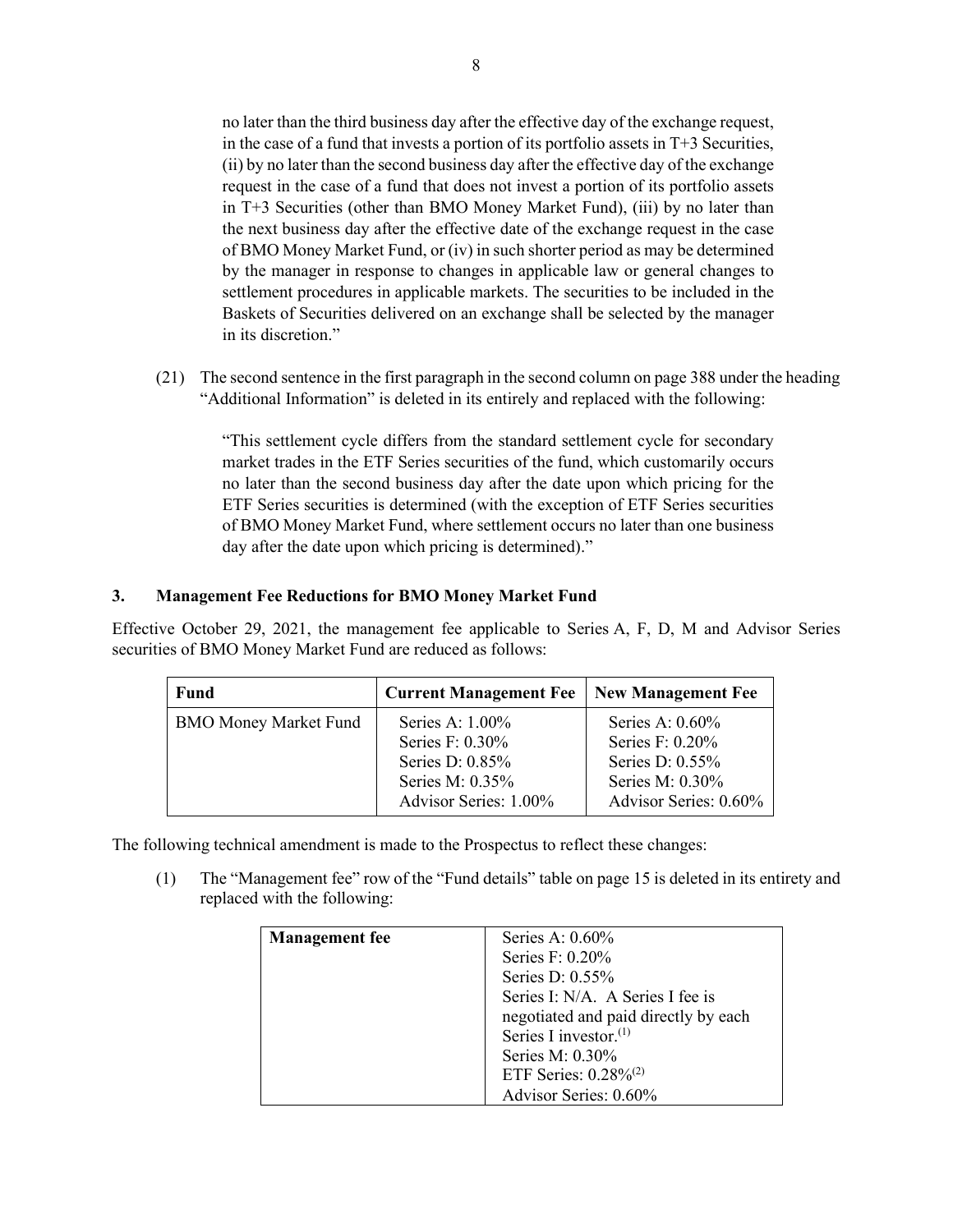no later than the third business day after the effective day of the exchange request, in the case of a fund that invests a portion of its portfolio assets in T+3 Securities, (ii) by no later than the second business day after the effective day of the exchange request in the case of a fund that does not invest a portion of its portfolio assets in T+3 Securities (other than BMO Money Market Fund), (iii) by no later than the next business day after the effective date of the exchange request in the case of BMO Money Market Fund, or (iv) in such shorter period as may be determined by the manager in response to changes in applicable law or general changes to settlement procedures in applicable markets. The securities to be included in the Baskets of Securities delivered on an exchange shall be selected by the manager in its discretion."

(21) The second sentence in the first paragraph in the second column on page 388 under the heading "Additional Information" is deleted in its entirely and replaced with the following:

> "This settlement cycle differs from the standard settlement cycle for secondary market trades in the ETF Series securities of the fund, which customarily occurs no later than the second business day after the date upon which pricing for the ETF Series securities is determined (with the exception of ETF Series securities of BMO Money Market Fund, where settlement occurs no later than one business day after the date upon which pricing is determined)."

## 3. Management Fee Reductions for BMO Money Market Fund

Effective October 29, 2021, the management fee applicable to Series A, F, D, M and Advisor Series securities of BMO Money Market Fund are reduced as follows:

| Fund | Current Management Fee | New Management Fee |
|---|---|---|
| BMO Money Market Fund | Series A: 1.00%<br>Series F: 0.30%<br>Series D: 0.85%<br>Series M: 0.35%<br>Advisor Series: 1.00% | Series A: 0.60%<br>Series F: 0.20%<br>Series D: 0.55%<br>Series M: 0.30%<br>Advisor Series: 0.60% |

The following technical amendment is made to the Prospectus to reflect these changes:

(1) The "Management fee" row of the "Fund details" table on page 15 is deleted in its entirety and replaced with the following:

| | |
|---|---|
| **Management fee** | Series A: 0.60%<br>Series F: 0.20%<br>Series D: 0.55%<br>Series I: N/A. A Series I fee is negotiated and paid directly by each Series I investor.[(1)]<br>Series M: 0.30%<br>ETF Series: 0.28%[(2)]<br>Advisor Series: 0.60% |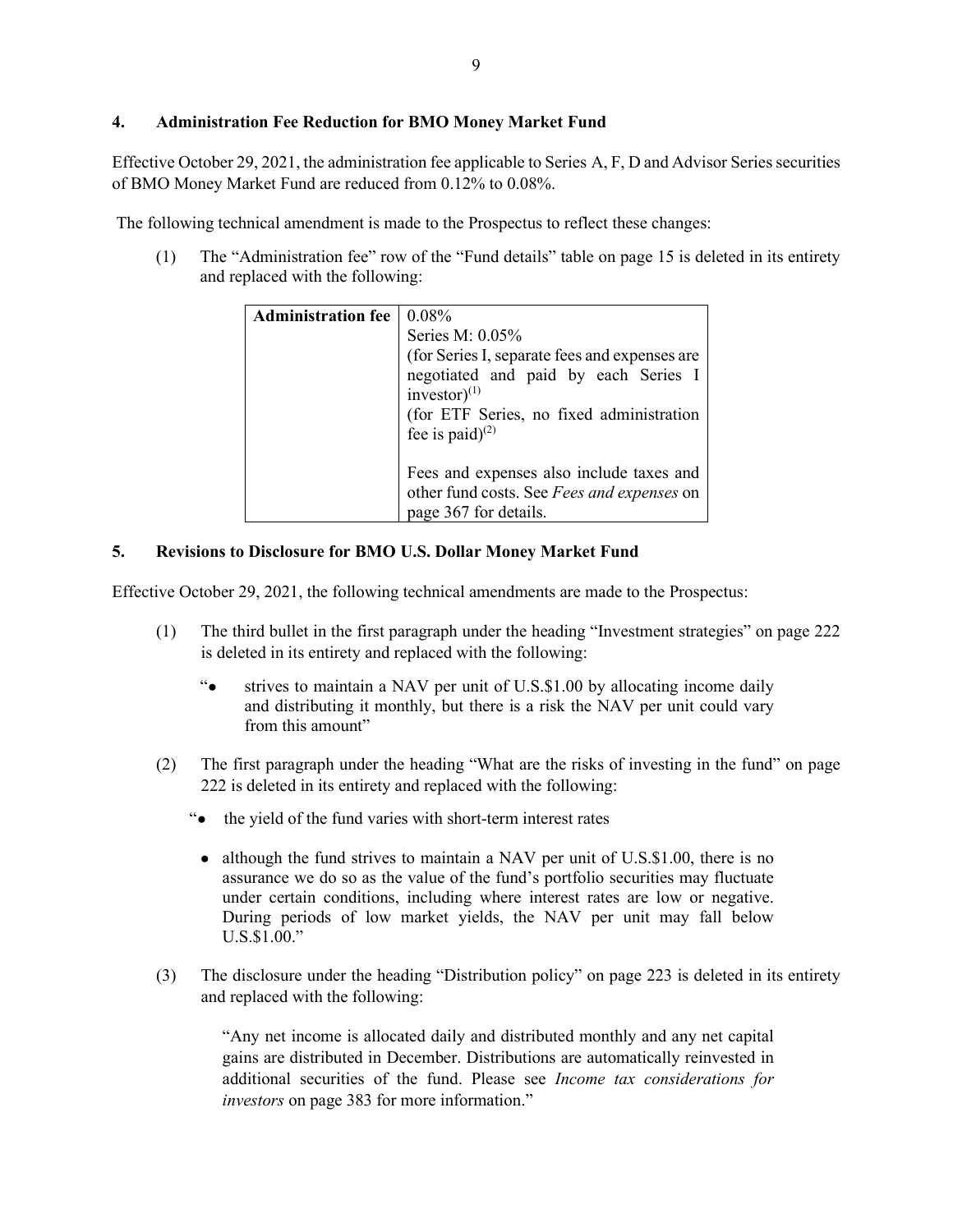## 4. Administration Fee Reduction for BMO Money Market Fund

Effective October 29, 2021, the administration fee applicable to Series A, F, D and Advisor Series securities of BMO Money Market Fund are reduced from 0.12% to 0.08%.

The following technical amendment is made to the Prospectus to reflect these changes:

(1) The "Administration fee" row of the "Fund details" table on page 15 is deleted in its entirety and replaced with the following:

| | |
|---|---|
| **Administration fee** | 0.08%<br>Series M: 0.05%<br>(for Series I, separate fees and expenses are negotiated and paid by each Series I investor)[(1)]<br>(for ETF Series, no fixed administration fee is paid)[(2)]<br><br>Fees and expenses also include taxes and other fund costs. See *Fees and expenses* on page 367 for details. |

## 5. Revisions to Disclosure for BMO U.S. Dollar Money Market Fund

Effective October 29, 2021, the following technical amendments are made to the Prospectus:

(1) The third bullet in the first paragraph under the heading "Investment strategies" on page 222 is deleted in its entirety and replaced with the following:

"• strives to maintain a NAV per unit of U.S.$1.00 by allocating income daily and distributing it monthly, but there is a risk the NAV per unit could vary from this amount"

(2) The first paragraph under the heading "What are the risks of investing in the fund" on page 222 is deleted in its entirety and replaced with the following:

"• the yield of the fund varies with short-term interest rates

- although the fund strives to maintain a NAV per unit of U.S.$1.00, there is no assurance we do so as the value of the fund's portfolio securities may fluctuate under certain conditions, including where interest rates are low or negative. During periods of low market yields, the NAV per unit may fall below U.S.$1.00."

(3) The disclosure under the heading "Distribution policy" on page 223 is deleted in its entirety and replaced with the following:

"Any net income is allocated daily and distributed monthly and any net capital gains are distributed in December. Distributions are automatically reinvested in additional securities of the fund. Please see *Income tax considerations for investors* on page 383 for more information."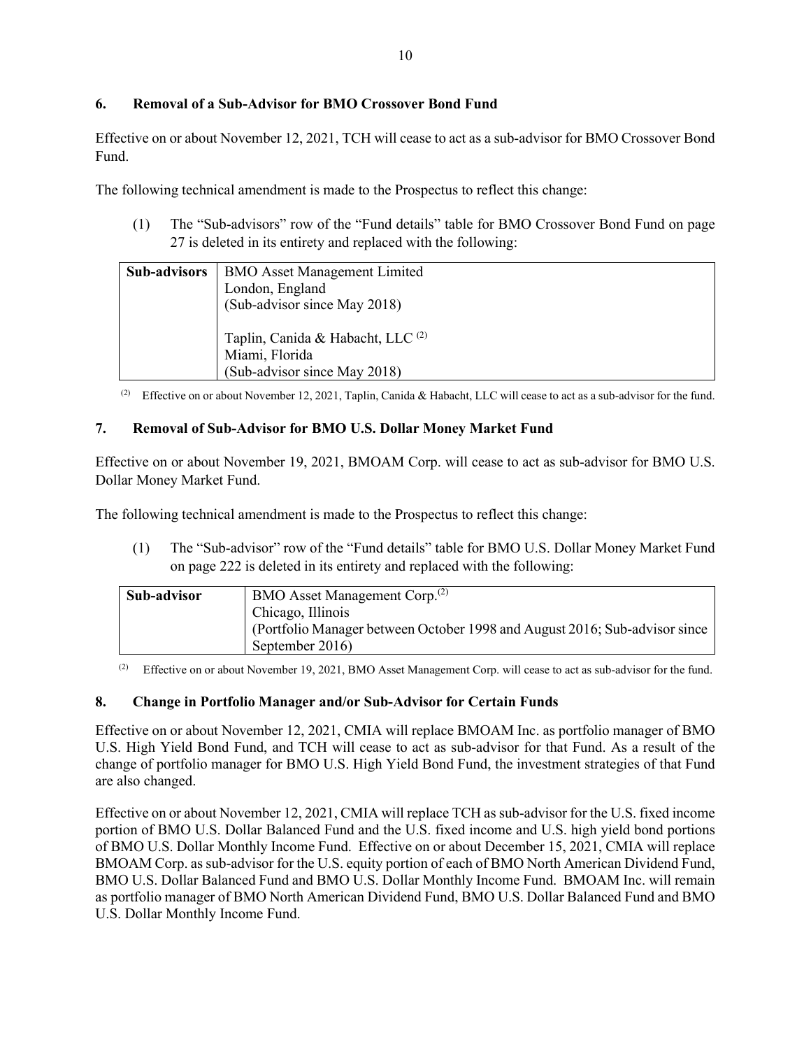### 6. Removal of a Sub-Advisor for BMO Crossover Bond Fund

Effective on or about November 12, 2021, TCH will cease to act as a sub-advisor for BMO Crossover Bond Fund.

The following technical amendment is made to the Prospectus to reflect this change:

(1) The "Sub-advisors" row of the "Fund details" table for BMO Crossover Bond Fund on page 27 is deleted in its entirety and replaced with the following:

| | |
|---|---|
| **Sub-advisors** | BMO Asset Management Limited<br>London, England<br>(Sub-advisor since May 2018)<br><br>Taplin, Canida & Habacht, LLC [(2)]<br>Miami, Florida<br>(Sub-advisor since May 2018) |

[(2)] Effective on or about November 12, 2021, Taplin, Canida & Habacht, LLC will cease to act as a sub-advisor for the fund.

### 7. Removal of Sub-Advisor for BMO U.S. Dollar Money Market Fund

Effective on or about November 19, 2021, BMOAM Corp. will cease to act as sub-advisor for BMO U.S. Dollar Money Market Fund.

The following technical amendment is made to the Prospectus to reflect this change:

(1) The "Sub-advisor" row of the "Fund details" table for BMO U.S. Dollar Money Market Fund on page 222 is deleted in its entirety and replaced with the following:

| | |
|---|---|
| **Sub-advisor** | BMO Asset Management Corp.[(2)]<br>Chicago, Illinois<br>(Portfolio Manager between October 1998 and August 2016; Sub-advisor since September 2016) |

[(2)] Effective on or about November 19, 2021, BMO Asset Management Corp. will cease to act as sub-advisor for the fund.

### 8. Change in Portfolio Manager and/or Sub-Advisor for Certain Funds

Effective on or about November 12, 2021, CMIA will replace BMOAM Inc. as portfolio manager of BMO U.S. High Yield Bond Fund, and TCH will cease to act as sub-advisor for that Fund. As a result of the change of portfolio manager for BMO U.S. High Yield Bond Fund, the investment strategies of that Fund are also changed.

Effective on or about November 12, 2021, CMIA will replace TCH as sub-advisor for the U.S. fixed income portion of BMO U.S. Dollar Balanced Fund and the U.S. fixed income and U.S. high yield bond portions of BMO U.S. Dollar Monthly Income Fund. Effective on or about December 15, 2021, CMIA will replace BMOAM Corp. as sub-advisor for the U.S. equity portion of each of BMO North American Dividend Fund, BMO U.S. Dollar Balanced Fund and BMO U.S. Dollar Monthly Income Fund. BMOAM Inc. will remain as portfolio manager of BMO North American Dividend Fund, BMO U.S. Dollar Balanced Fund and BMO U.S. Dollar Monthly Income Fund.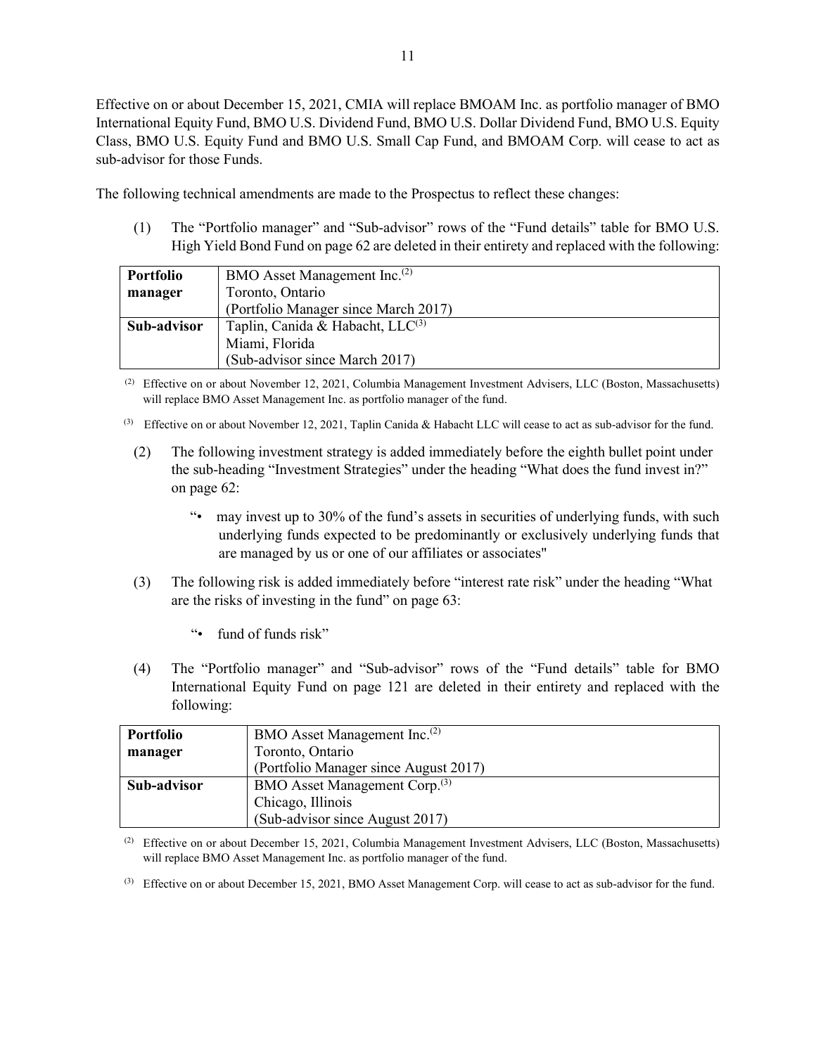Effective on or about December 15, 2021, CMIA will replace BMOAM Inc. as portfolio manager of BMO International Equity Fund, BMO U.S. Dividend Fund, BMO U.S. Dollar Dividend Fund, BMO U.S. Equity Class, BMO U.S. Equity Fund and BMO U.S. Small Cap Fund, and BMOAM Corp. will cease to act as sub-advisor for those Funds.

The following technical amendments are made to the Prospectus to reflect these changes:

(1) The "Portfolio manager" and "Sub-advisor" rows of the "Fund details" table for BMO U.S. High Yield Bond Fund on page 62 are deleted in their entirety and replaced with the following:

| | |
|---|---|
| **Portfolio manager** | BMO Asset Management Inc.[(2)]<br>Toronto, Ontario<br>(Portfolio Manager since March 2017) |
| **Sub-advisor** | Taplin, Canida & Habacht, LLC[(3)]<br>Miami, Florida<br>(Sub-advisor since March 2017) |

[(2)] Effective on or about November 12, 2021, Columbia Management Investment Advisers, LLC (Boston, Massachusetts) will replace BMO Asset Management Inc. as portfolio manager of the fund.

[(3)] Effective on or about November 12, 2021, Taplin Canida & Habacht LLC will cease to act as sub-advisor for the fund.

(2) The following investment strategy is added immediately before the eighth bullet point under the sub-heading "Investment Strategies" under the heading "What does the fund invest in?" on page 62:

"• may invest up to 30% of the fund's assets in securities of underlying funds, with such underlying funds expected to be predominantly or exclusively underlying funds that are managed by us or one of our affiliates or associates"

(3) The following risk is added immediately before "interest rate risk" under the heading "What are the risks of investing in the fund" on page 63:

"• fund of funds risk"

(4) The "Portfolio manager" and "Sub-advisor" rows of the "Fund details" table for BMO International Equity Fund on page 121 are deleted in their entirety and replaced with the following:

| | |
|---|---|
| **Portfolio manager** | BMO Asset Management Inc.[(2)]<br>Toronto, Ontario<br>(Portfolio Manager since August 2017) |
| **Sub-advisor** | BMO Asset Management Corp.[(3)]<br>Chicago, Illinois<br>(Sub-advisor since August 2017) |

[(2)] Effective on or about December 15, 2021, Columbia Management Investment Advisers, LLC (Boston, Massachusetts) will replace BMO Asset Management Inc. as portfolio manager of the fund.

[(3)] Effective on or about December 15, 2021, BMO Asset Management Corp. will cease to act as sub-advisor for the fund.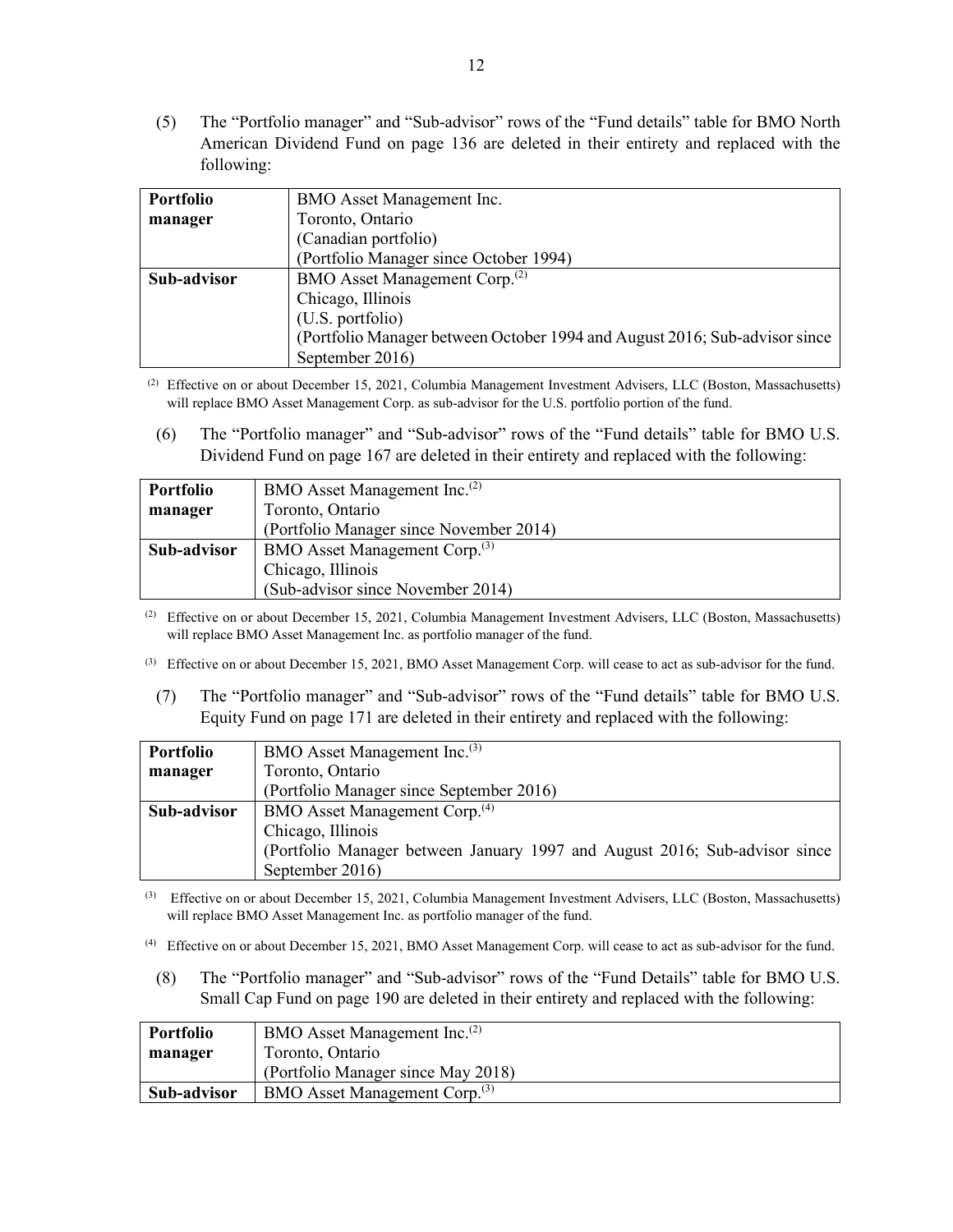(5) The “Portfolio manager” and “Sub-advisor” rows of the “Fund details” table for BMO North American Dividend Fund on page 136 are deleted in their entirety and replaced with the following:

| | |
|---|---|
| **Portfolio manager** | BMO Asset Management Inc.<br>Toronto, Ontario<br>(Canadian portfolio)<br>(Portfolio Manager since October 1994) |
| **Sub-advisor** | BMO Asset Management Corp.[(2)]<br>Chicago, Illinois<br>(U.S. portfolio)<br>(Portfolio Manager between October 1994 and August 2016; Sub-advisor since September 2016) |

(2) Effective on or about December 15, 2021, Columbia Management Investment Advisers, LLC (Boston, Massachusetts) will replace BMO Asset Management Corp. as sub-advisor for the U.S. portfolio portion of the fund.

(6) The “Portfolio manager” and “Sub-advisor” rows of the “Fund details” table for BMO U.S. Dividend Fund on page 167 are deleted in their entirety and replaced with the following:

| | |
|---|---|
| **Portfolio manager** | BMO Asset Management Inc.[(2)]<br>Toronto, Ontario<br>(Portfolio Manager since November 2014) |
| **Sub-advisor** | BMO Asset Management Corp.[(3)]<br>Chicago, Illinois<br>(Sub-advisor since November 2014) |

(2) Effective on or about December 15, 2021, Columbia Management Investment Advisers, LLC (Boston, Massachusetts) will replace BMO Asset Management Inc. as portfolio manager of the fund.

(3) Effective on or about December 15, 2021, BMO Asset Management Corp. will cease to act as sub-advisor for the fund.

(7) The “Portfolio manager” and “Sub-advisor” rows of the “Fund details” table for BMO U.S. Equity Fund on page 171 are deleted in their entirety and replaced with the following:

| | |
|---|---|
| **Portfolio manager** | BMO Asset Management Inc.[(3)]<br>Toronto, Ontario<br>(Portfolio Manager since September 2016) |
| **Sub-advisor** | BMO Asset Management Corp.[(4)]<br>Chicago, Illinois<br>(Portfolio Manager between January 1997 and August 2016; Sub-advisor since September 2016) |

(3) Effective on or about December 15, 2021, Columbia Management Investment Advisers, LLC (Boston, Massachusetts) will replace BMO Asset Management Inc. as portfolio manager of the fund.

(4) Effective on or about December 15, 2021, BMO Asset Management Corp. will cease to act as sub-advisor for the fund.

(8) The “Portfolio manager” and “Sub-advisor” rows of the “Fund Details” table for BMO U.S. Small Cap Fund on page 190 are deleted in their entirety and replaced with the following:

| | |
|---|---|
| **Portfolio manager** | BMO Asset Management Inc.[(2)]<br>Toronto, Ontario<br>(Portfolio Manager since May 2018) |
| **Sub-advisor** | BMO Asset Management Corp.[(3)] |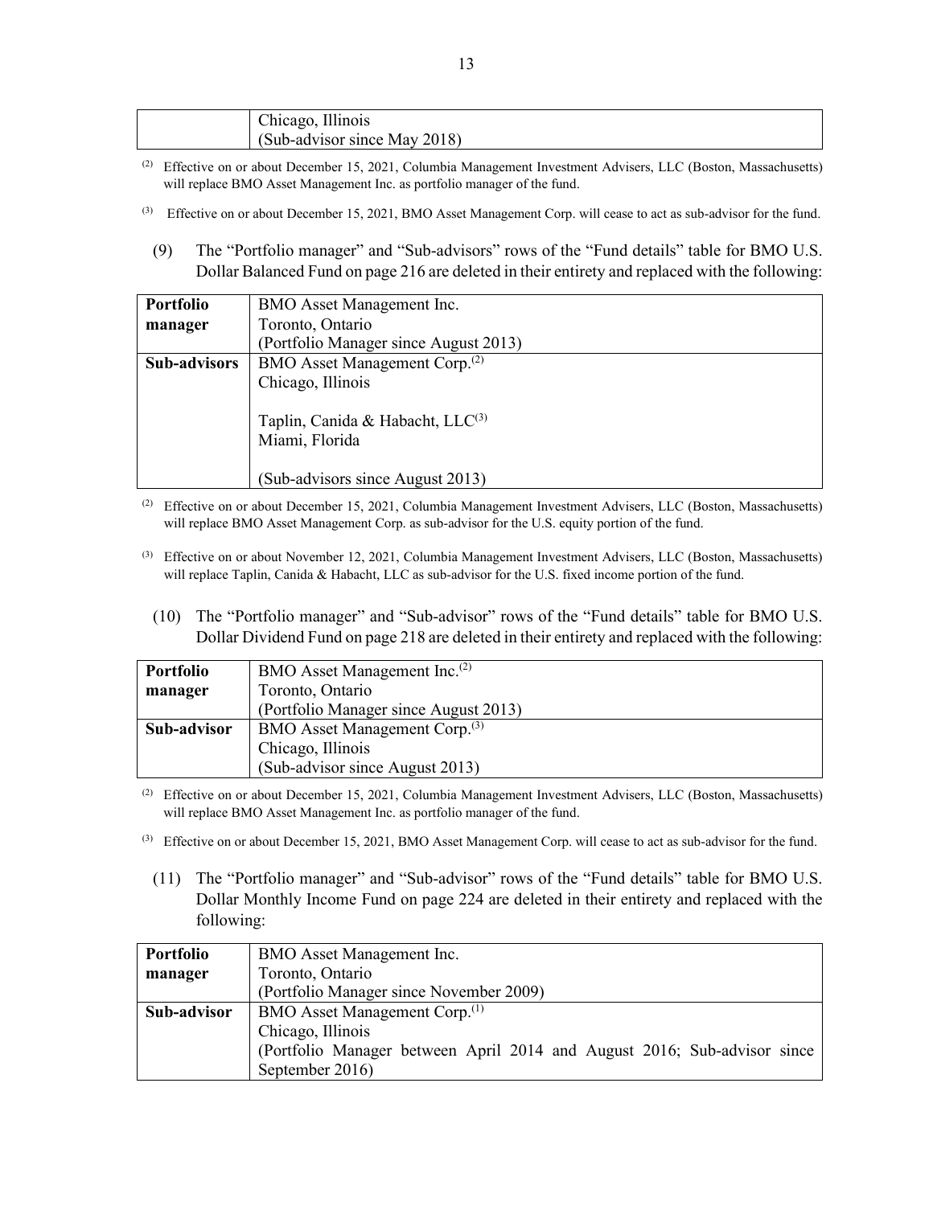| | |
|---|---|
| | Chicago, Illinois<br>(Sub-advisor since May 2018) |

[(2)] Effective on or about December 15, 2021, Columbia Management Investment Advisers, LLC (Boston, Massachusetts) will replace BMO Asset Management Inc. as portfolio manager of the fund.

[(3)] Effective on or about December 15, 2021, BMO Asset Management Corp. will cease to act as sub-advisor for the fund.

(9) The "Portfolio manager" and "Sub-advisors" rows of the "Fund details" table for BMO U.S. Dollar Balanced Fund on page 216 are deleted in their entirety and replaced with the following:

| | |
|---|---|
| **Portfolio manager** | BMO Asset Management Inc.<br>Toronto, Ontario<br>(Portfolio Manager since August 2013) |
| **Sub-advisors** | BMO Asset Management Corp.[(2)]<br>Chicago, Illinois<br><br>Taplin, Canida & Habacht, LLC[(3)]<br>Miami, Florida<br><br>(Sub-advisors since August 2013) |

[(2)] Effective on or about December 15, 2021, Columbia Management Investment Advisers, LLC (Boston, Massachusetts) will replace BMO Asset Management Corp. as sub-advisor for the U.S. equity portion of the fund.

[(3)] Effective on or about November 12, 2021, Columbia Management Investment Advisers, LLC (Boston, Massachusetts) will replace Taplin, Canida & Habacht, LLC as sub-advisor for the U.S. fixed income portion of the fund.

(10) The "Portfolio manager" and "Sub-advisor" rows of the "Fund details" table for BMO U.S. Dollar Dividend Fund on page 218 are deleted in their entirety and replaced with the following:

| | |
|---|---|
| **Portfolio manager** | BMO Asset Management Inc.[(2)]<br>Toronto, Ontario<br>(Portfolio Manager since August 2013) |
| **Sub-advisor** | BMO Asset Management Corp.[(3)]<br>Chicago, Illinois<br>(Sub-advisor since August 2013) |

[(2)] Effective on or about December 15, 2021, Columbia Management Investment Advisers, LLC (Boston, Massachusetts) will replace BMO Asset Management Inc. as portfolio manager of the fund.

[(3)] Effective on or about December 15, 2021, BMO Asset Management Corp. will cease to act as sub-advisor for the fund.

(11) The "Portfolio manager" and "Sub-advisor" rows of the "Fund details" table for BMO U.S. Dollar Monthly Income Fund on page 224 are deleted in their entirety and replaced with the following:

| | |
|---|---|
| **Portfolio manager** | BMO Asset Management Inc.<br>Toronto, Ontario<br>(Portfolio Manager since November 2009) |
| **Sub-advisor** | BMO Asset Management Corp.[(1)]<br>Chicago, Illinois<br>(Portfolio Manager between April 2014 and August 2016; Sub-advisor since September 2016) |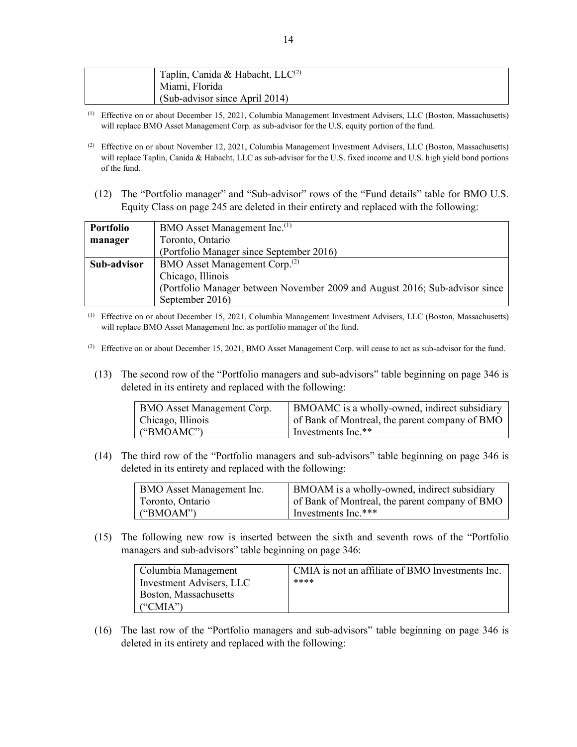| | |
|---|---|
| | Taplin, Canida & Habacht, LLC[2]<br>Miami, Florida<br>(Sub-advisor since April 2014) |

[1] Effective on or about December 15, 2021, Columbia Management Investment Advisers, LLC (Boston, Massachusetts) will replace BMO Asset Management Corp. as sub-advisor for the U.S. equity portion of the fund.

[2] Effective on or about November 12, 2021, Columbia Management Investment Advisers, LLC (Boston, Massachusetts) will replace Taplin, Canida & Habacht, LLC as sub-advisor for the U.S. fixed income and U.S. high yield bond portions of the fund.

(12) The "Portfolio manager" and "Sub-advisor" rows of the "Fund details" table for BMO U.S. Equity Class on page 245 are deleted in their entirety and replaced with the following:

| | |
|---|---|
| **Portfolio manager** | BMO Asset Management Inc.[1]<br>Toronto, Ontario<br>(Portfolio Manager since September 2016) |
| **Sub-advisor** | BMO Asset Management Corp.[2]<br>Chicago, Illinois<br>(Portfolio Manager between November 2009 and August 2016; Sub-advisor since September 2016) |

[1] Effective on or about December 15, 2021, Columbia Management Investment Advisers, LLC (Boston, Massachusetts) will replace BMO Asset Management Inc. as portfolio manager of the fund.

[2] Effective on or about December 15, 2021, BMO Asset Management Corp. will cease to act as sub-advisor for the fund.

(13) The second row of the "Portfolio managers and sub-advisors" table beginning on page 346 is deleted in its entirety and replaced with the following:

| | |
|---|---|
| BMO Asset Management Corp.<br>Chicago, Illinois<br>("BMOAMC") | BMOAMC is a wholly-owned, indirect subsidiary of Bank of Montreal, the parent company of BMO Investments Inc.** |

(14) The third row of the "Portfolio managers and sub-advisors" table beginning on page 346 is deleted in its entirety and replaced with the following:

| | |
|---|---|
| BMO Asset Management Inc.<br>Toronto, Ontario<br>("BMOAM") | BMOAM is a wholly-owned, indirect subsidiary of Bank of Montreal, the parent company of BMO Investments Inc.*** |

(15) The following new row is inserted between the sixth and seventh rows of the "Portfolio managers and sub-advisors" table beginning on page 346:

| | |
|---|---|
| Columbia Management Investment Advisers, LLC<br>Boston, Massachusetts<br>("CMIA") | CMIA is not an affiliate of BMO Investments Inc. **** |

(16) The last row of the "Portfolio managers and sub-advisors" table beginning on page 346 is deleted in its entirety and replaced with the following: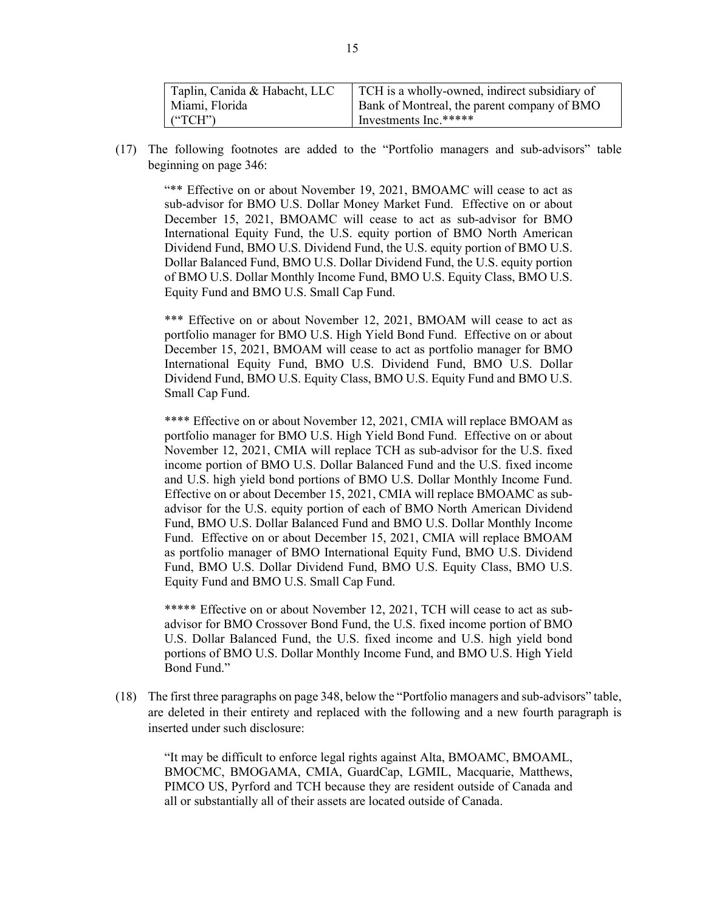| | |
|---|---|
| Taplin, Canida & Habacht, LLC<br>Miami, Florida<br>("TCH") | TCH is a wholly-owned, indirect subsidiary of Bank of Montreal, the parent company of BMO Investments Inc.***** |

(17) The following footnotes are added to the "Portfolio managers and sub-advisors" table beginning on page 346:

"** Effective on or about November 19, 2021, BMOAMC will cease to act as sub-advisor for BMO U.S. Dollar Money Market Fund. Effective on or about December 15, 2021, BMOAMC will cease to act as sub-advisor for BMO International Equity Fund, the U.S. equity portion of BMO North American Dividend Fund, BMO U.S. Dividend Fund, the U.S. equity portion of BMO U.S. Dollar Balanced Fund, BMO U.S. Dollar Dividend Fund, the U.S. equity portion of BMO U.S. Dollar Monthly Income Fund, BMO U.S. Equity Class, BMO U.S. Equity Fund and BMO U.S. Small Cap Fund.

*** Effective on or about November 12, 2021, BMOAM will cease to act as portfolio manager for BMO U.S. High Yield Bond Fund. Effective on or about December 15, 2021, BMOAM will cease to act as portfolio manager for BMO International Equity Fund, BMO U.S. Dividend Fund, BMO U.S. Dollar Dividend Fund, BMO U.S. Equity Class, BMO U.S. Equity Fund and BMO U.S. Small Cap Fund.

**** Effective on or about November 12, 2021, CMIA will replace BMOAM as portfolio manager for BMO U.S. High Yield Bond Fund. Effective on or about November 12, 2021, CMIA will replace TCH as sub-advisor for the U.S. fixed income portion of BMO U.S. Dollar Balanced Fund and the U.S. fixed income and U.S. high yield bond portions of BMO U.S. Dollar Monthly Income Fund. Effective on or about December 15, 2021, CMIA will replace BMOAMC as sub-advisor for the U.S. equity portion of each of BMO North American Dividend Fund, BMO U.S. Dollar Balanced Fund and BMO U.S. Dollar Monthly Income Fund. Effective on or about December 15, 2021, CMIA will replace BMOAM as portfolio manager of BMO International Equity Fund, BMO U.S. Dividend Fund, BMO U.S. Dollar Dividend Fund, BMO U.S. Equity Class, BMO U.S. Equity Fund and BMO U.S. Small Cap Fund.

***** Effective on or about November 12, 2021, TCH will cease to act as sub-advisor for BMO Crossover Bond Fund, the U.S. fixed income portion of BMO U.S. Dollar Balanced Fund, the U.S. fixed income and U.S. high yield bond portions of BMO U.S. Dollar Monthly Income Fund, and BMO U.S. High Yield Bond Fund."

(18) The first three paragraphs on page 348, below the "Portfolio managers and sub-advisors" table, are deleted in their entirety and replaced with the following and a new fourth paragraph is inserted under such disclosure:

"It may be difficult to enforce legal rights against Alta, BMOAMC, BMOAML, BMOCMC, BMOGAMA, CMIA, GuardCap, LGMIL, Macquarie, Matthews, PIMCO US, Pyrford and TCH because they are resident outside of Canada and all or substantially all of their assets are located outside of Canada.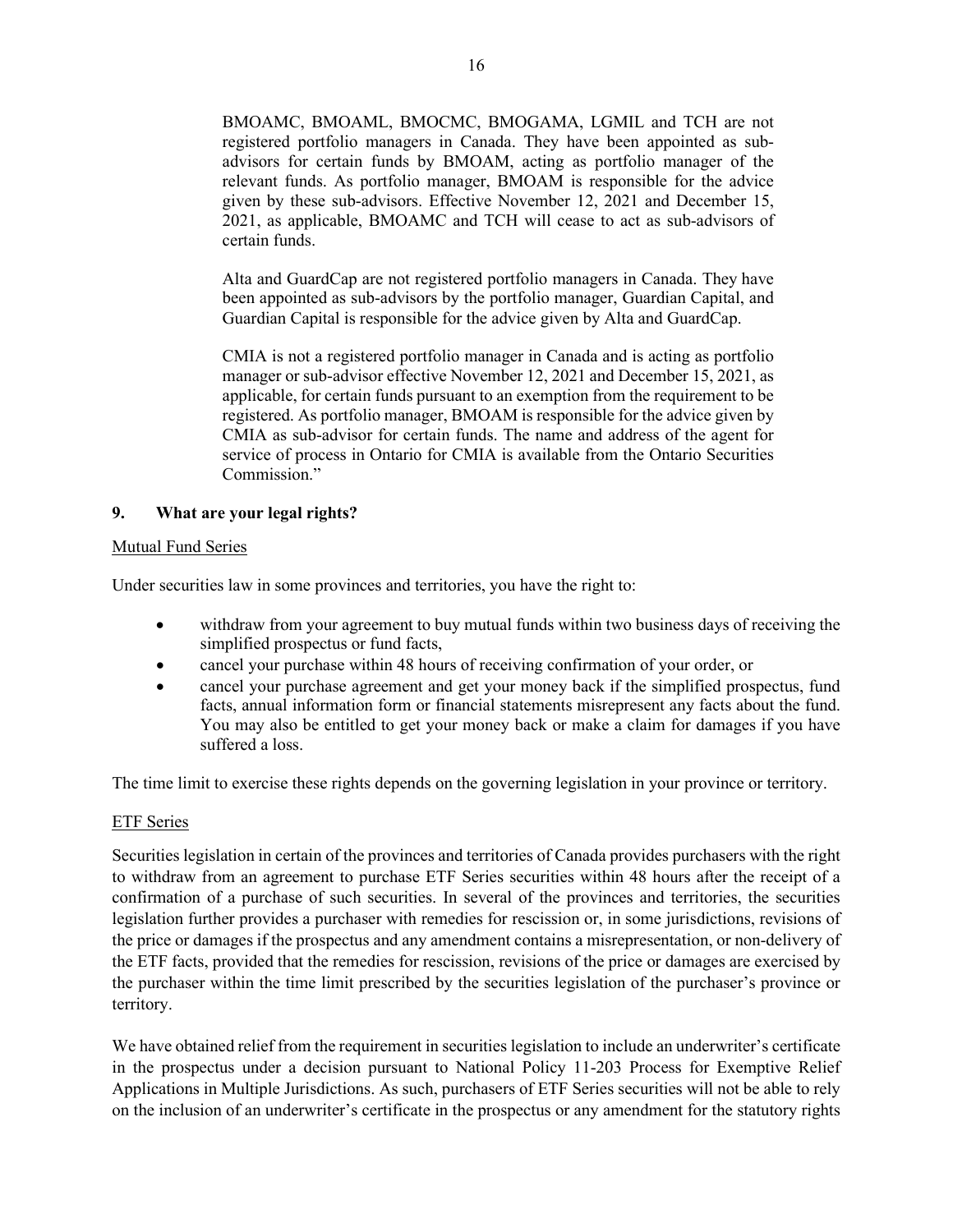BMOAMC, BMOAML, BMOCMC, BMOGAMA, LGMIL and TCH are not registered portfolio managers in Canada. They have been appointed as sub-advisors for certain funds by BMOAM, acting as portfolio manager of the relevant funds. As portfolio manager, BMOAM is responsible for the advice given by these sub-advisors. Effective November 12, 2021 and December 15, 2021, as applicable, BMOAMC and TCH will cease to act as sub-advisors of certain funds.

Alta and GuardCap are not registered portfolio managers in Canada. They have been appointed as sub-advisors by the portfolio manager, Guardian Capital, and Guardian Capital is responsible for the advice given by Alta and GuardCap.

CMIA is not a registered portfolio manager in Canada and is acting as portfolio manager or sub-advisor effective November 12, 2021 and December 15, 2021, as applicable, for certain funds pursuant to an exemption from the requirement to be registered. As portfolio manager, BMOAM is responsible for the advice given by CMIA as sub-advisor for certain funds. The name and address of the agent for service of process in Ontario for CMIA is available from the Ontario Securities Commission."

## 9. What are your legal rights?

Mutual Fund Series

Under securities law in some provinces and territories, you have the right to:

- withdraw from your agreement to buy mutual funds within two business days of receiving the simplified prospectus or fund facts,
- cancel your purchase within 48 hours of receiving confirmation of your order, or
- cancel your purchase agreement and get your money back if the simplified prospectus, fund facts, annual information form or financial statements misrepresent any facts about the fund. You may also be entitled to get your money back or make a claim for damages if you have suffered a loss.

The time limit to exercise these rights depends on the governing legislation in your province or territory.

ETF Series

Securities legislation in certain of the provinces and territories of Canada provides purchasers with the right to withdraw from an agreement to purchase ETF Series securities within 48 hours after the receipt of a confirmation of a purchase of such securities. In several of the provinces and territories, the securities legislation further provides a purchaser with remedies for rescission or, in some jurisdictions, revisions of the price or damages if the prospectus and any amendment contains a misrepresentation, or non-delivery of the ETF facts, provided that the remedies for rescission, revisions of the price or damages are exercised by the purchaser within the time limit prescribed by the securities legislation of the purchaser's province or territory.

We have obtained relief from the requirement in securities legislation to include an underwriter's certificate in the prospectus under a decision pursuant to National Policy 11-203 Process for Exemptive Relief Applications in Multiple Jurisdictions. As such, purchasers of ETF Series securities will not be able to rely on the inclusion of an underwriter's certificate in the prospectus or any amendment for the statutory rights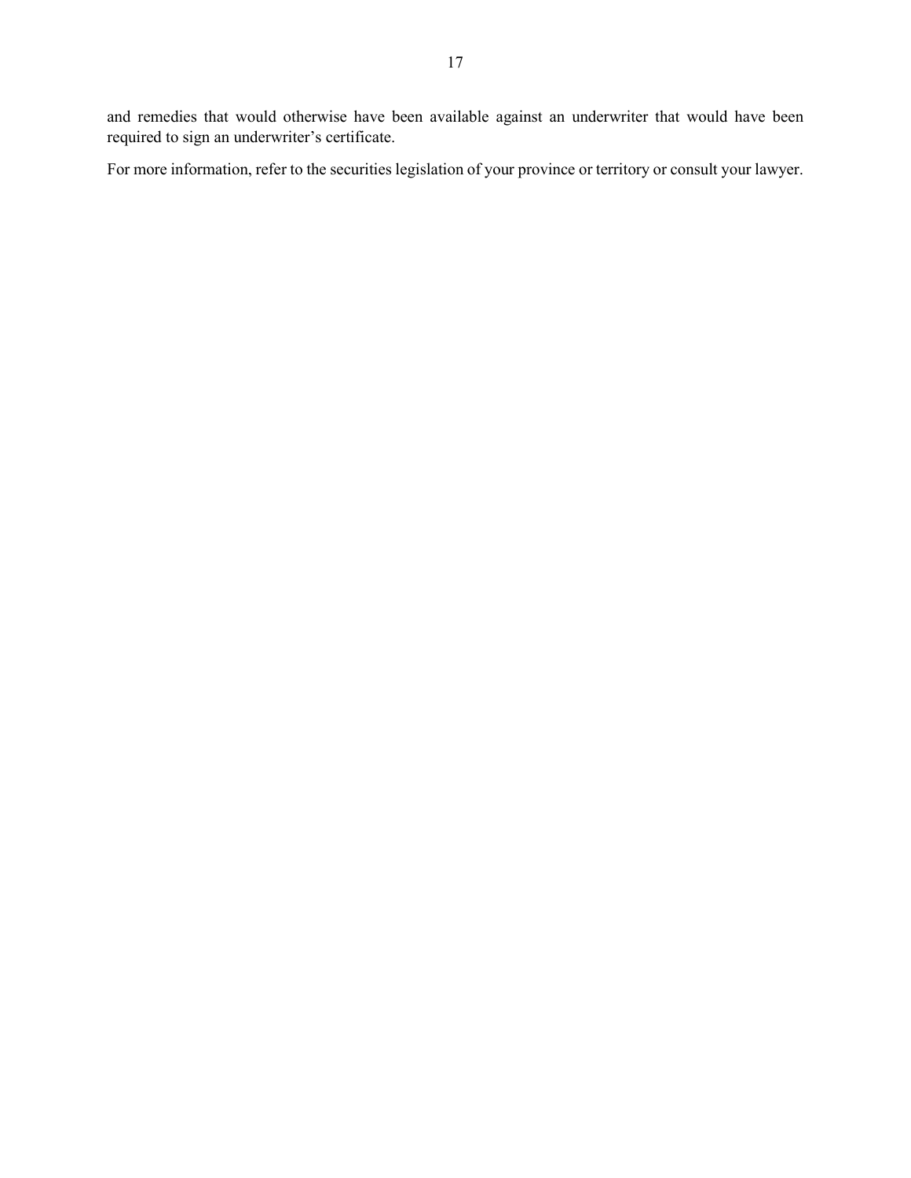and remedies that would otherwise have been available against an underwriter that would have been required to sign an underwriter's certificate.

For more information, refer to the securities legislation of your province or territory or consult your lawyer.